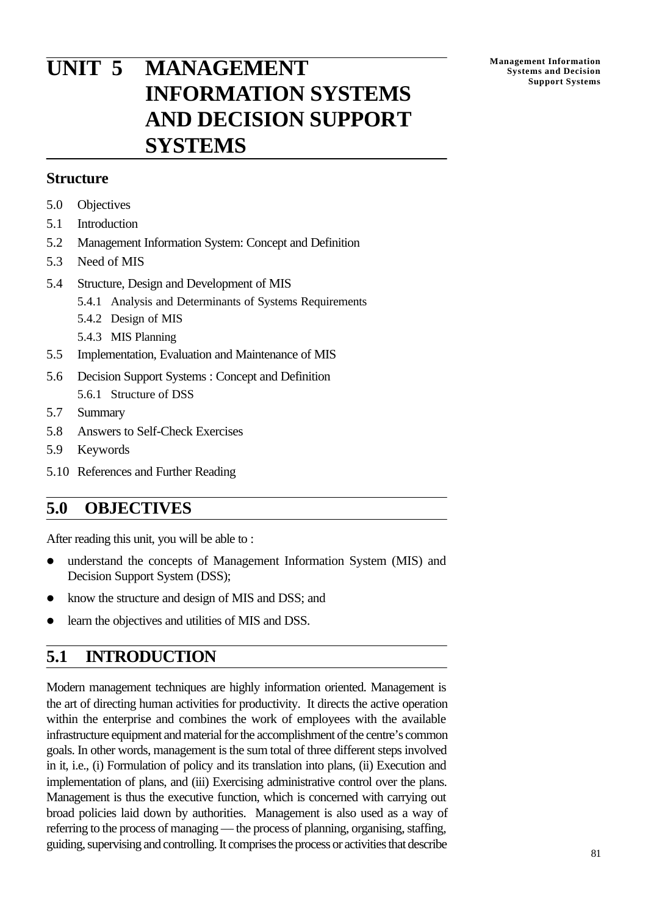# UNIT 5 MANAGEMENT INFORMATION SYSTEMS AND DECISION SUPPORT SYSTEMS

## Structure

5.0 Objectives

5.1 Introduction

5.2 Management Information System: Concept and Definition

5.3 Need of MIS

5.4 Structure, Design and Development of MIS

- 5.4.1 Analysis and Determinants of Systems Requirements
- 5.4.2 Design of MIS
- 5.4.3 MIS Planning

5.5 Implementation, Evaluation and Maintenance of MIS

5.6 Decision Support Systems : Concept and Definition

- 5.6.1 Structure of DSS

5.7 Summary

5.8 Answers to Self-Check Exercises

5.9 Keywords

5.10 References and Further Reading

## 5.0 OBJECTIVES

After reading this unit, you will be able to :

- understand the concepts of Management Information System (MIS) and Decision Support System (DSS);
- know the structure and design of MIS and DSS; and
- learn the objectives and utilities of MIS and DSS.

## 5.1 INTRODUCTION

Modern management techniques are highly information oriented. Management is the art of directing human activities for productivity. It directs the active operation within the enterprise and combines the work of employees with the available infrastructure equipment and material for the accomplishment of the centre's common goals. In other words, management is the sum total of three different steps involved in it, i.e., (i) Formulation of policy and its translation into plans, (ii) Execution and implementation of plans, and (iii) Exercising administrative control over the plans. Management is thus the executive function, which is concerned with carrying out broad policies laid down by authorities. Management is also used as a way of referring to the process of managing — the process of planning, organising, staffing, guiding, supervising and controlling. It comprises the process or activities that describe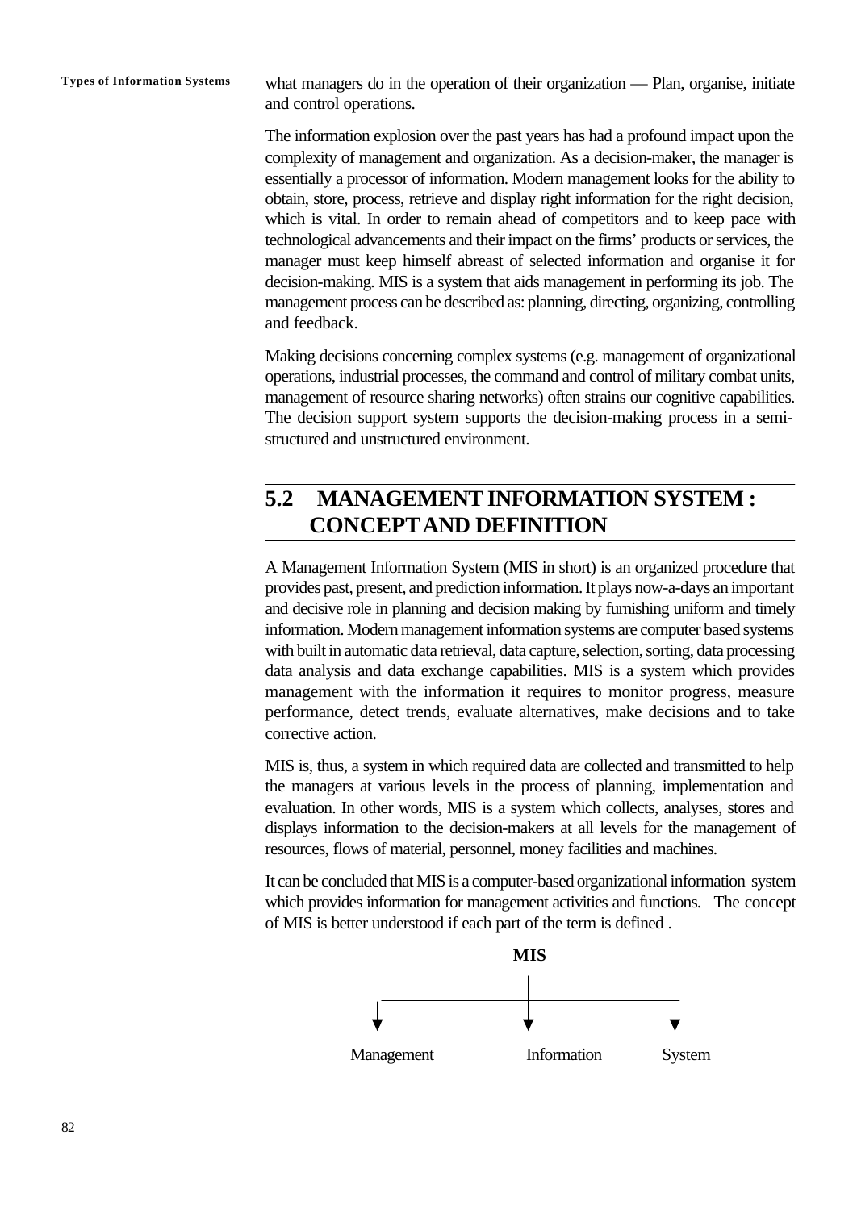what managers do in the operation of their organization — Plan, organise, initiate and control operations.

The information explosion over the past years has had a profound impact upon the complexity of management and organization. As a decision-maker, the manager is essentially a processor of information. Modern management looks for the ability to obtain, store, process, retrieve and display right information for the right decision, which is vital. In order to remain ahead of competitors and to keep pace with technological advancements and their impact on the firms' products or services, the manager must keep himself abreast of selected information and organise it for decision-making. MIS is a system that aids management in performing its job. The management process can be described as: planning, directing, organizing, controlling and feedback.

Making decisions concerning complex systems (e.g. management of organizational operations, industrial processes, the command and control of military combat units, management of resource sharing networks) often strains our cognitive capabilities. The decision support system supports the decision-making process in a semi-structured and unstructured environment.

## 5.2 MANAGEMENT INFORMATION SYSTEM : CONCEPT AND DEFINITION

A Management Information System (MIS in short) is an organized procedure that provides past, present, and prediction information. It plays now-a-days an important and decisive role in planning and decision making by furnishing uniform and timely information. Modern management information systems are computer based systems with built in automatic data retrieval, data capture, selection, sorting, data processing data analysis and data exchange capabilities. MIS is a system which provides management with the information it requires to monitor progress, measure performance, detect trends, evaluate alternatives, make decisions and to take corrective action.

MIS is, thus, a system in which required data are collected and transmitted to help the managers at various levels in the process of planning, implementation and evaluation. In other words, MIS is a system which collects, analyses, stores and displays information to the decision-makers at all levels for the management of resources, flows of material, personnel, money facilities and machines.

It can be concluded that MIS is a computer-based organizational information system which provides information for management activities and functions. The concept of MIS is better understood if each part of the term is defined .

**MIS**

Management    Information    System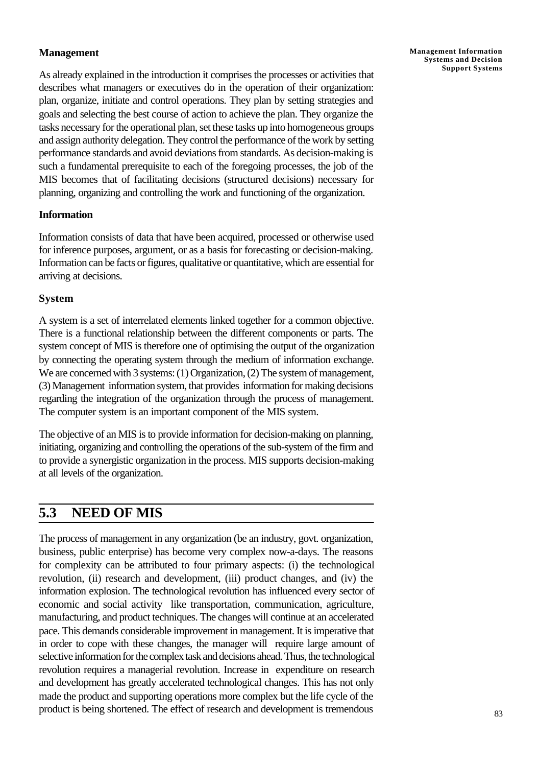**Management**

As already explained in the introduction it comprises the processes or activities that describes what managers or executives do in the operation of their organization: plan, organize, initiate and control operations. They plan by setting strategies and goals and selecting the best course of action to achieve the plan. They organize the tasks necessary for the operational plan, set these tasks up into homogeneous groups and assign authority delegation. They control the performance of the work by setting performance standards and avoid deviations from standards. As decision-making is such a fundamental prerequisite to each of the foregoing processes, the job of the MIS becomes that of facilitating decisions (structured decisions) necessary for planning, organizing and controlling the work and functioning of the organization.

**Information**

Information consists of data that have been acquired, processed or otherwise used for inference purposes, argument, or as a basis for forecasting or decision-making. Information can be facts or figures, qualitative or quantitative, which are essential for arriving at decisions.

**System**

A system is a set of interrelated elements linked together for a common objective. There is a functional relationship between the different components or parts. The system concept of MIS is therefore one of optimising the output of the organization by connecting the operating system through the medium of information exchange. We are concerned with 3 systems: (1) Organization, (2) The system of management, (3) Management information system, that provides information for making decisions regarding the integration of the organization through the process of management. The computer system is an important component of the MIS system.

The objective of an MIS is to provide information for decision-making on planning, initiating, organizing and controlling the operations of the sub-system of the firm and to provide a synergistic organization in the process. MIS supports decision-making at all levels of the organization.

## 5.3 NEED OF MIS

The process of management in any organization (be an industry, govt. organization, business, public enterprise) has become very complex now-a-days. The reasons for complexity can be attributed to four primary aspects: (i) the technological revolution, (ii) research and development, (iii) product changes, and (iv) the information explosion. The technological revolution has influenced every sector of economic and social activity like transportation, communication, agriculture, manufacturing, and product techniques. The changes will continue at an accelerated pace. This demands considerable improvement in management. It is imperative that in order to cope with these changes, the manager will require large amount of selective information for the complex task and decisions ahead. Thus, the technological revolution requires a managerial revolution. Increase in expenditure on research and development has greatly accelerated technological changes. This has not only made the product and supporting operations more complex but the life cycle of the product is being shortened. The effect of research and development is tremendous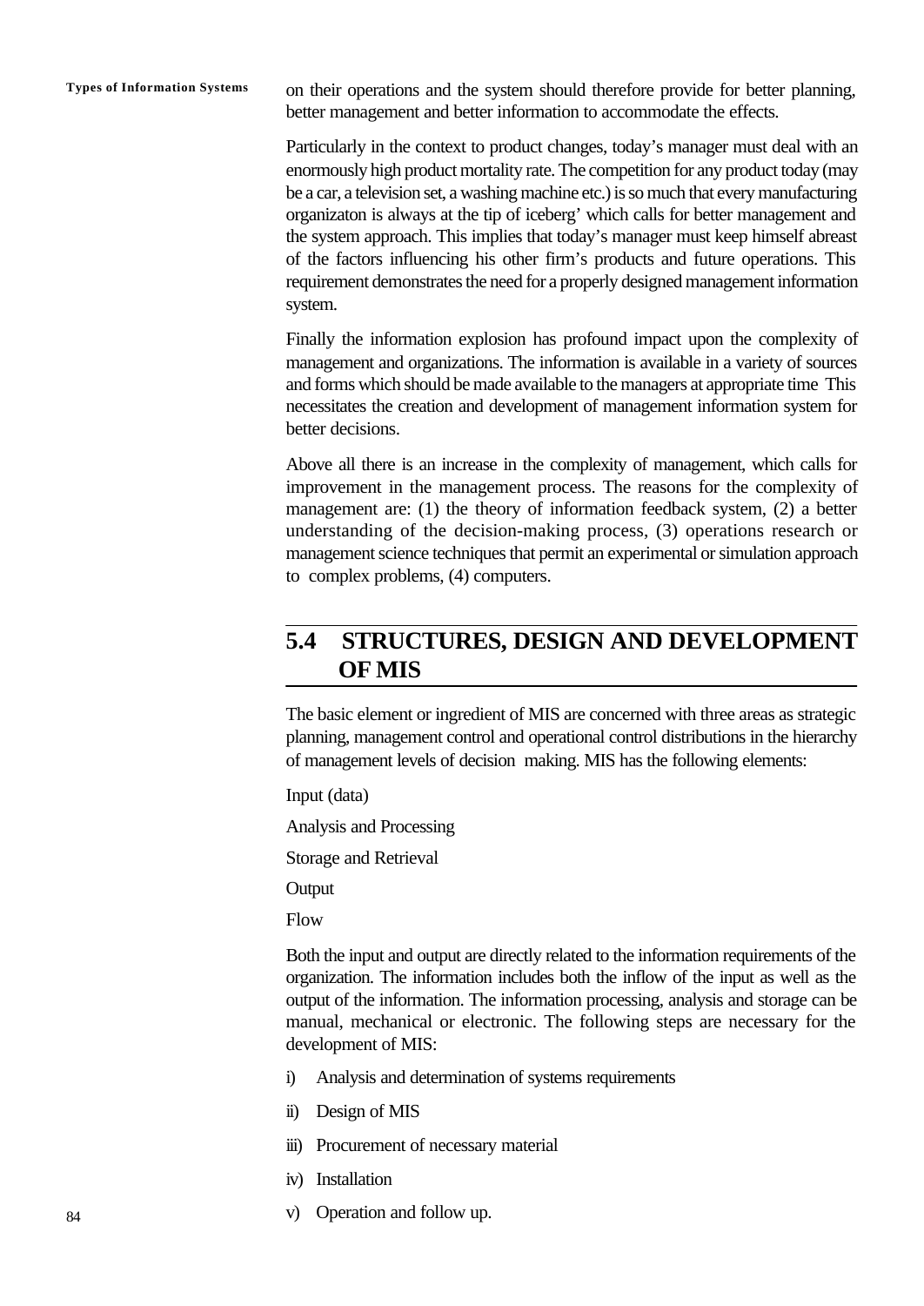on their operations and the system should therefore provide for better planning, better management and better information to accommodate the effects.

Particularly in the context to product changes, today's manager must deal with an enormously high product mortality rate. The competition for any product today (may be a car, a television set, a washing machine etc.) is so much that every manufacturing organizaton is always at the tip of iceberg' which calls for better management and the system approach. This implies that today's manager must keep himself abreast of the factors influencing his other firm's products and future operations. This requirement demonstrates the need for a properly designed management information system.

Finally the information explosion has profound impact upon the complexity of management and organizations. The information is available in a variety of sources and forms which should be made available to the managers at appropriate time This necessitates the creation and development of management information system for better decisions.

Above all there is an increase in the complexity of management, which calls for improvement in the management process. The reasons for the complexity of management are: (1) the theory of information feedback system, (2) a better understanding of the decision-making process, (3) operations research or management science techniques that permit an experimental or simulation approach to complex problems, (4) computers.

## 5.4 STRUCTURES, DESIGN AND DEVELOPMENT OF MIS

The basic element or ingredient of MIS are concerned with three areas as strategic planning, management control and operational control distributions in the hierarchy of management levels of decision making. MIS has the following elements:

Input (data)

Analysis and Processing

Storage and Retrieval

Output

Flow

Both the input and output are directly related to the information requirements of the organization. The information includes both the inflow of the input as well as the output of the information. The information processing, analysis and storage can be manual, mechanical or electronic. The following steps are necessary for the development of MIS:

i) Analysis and determination of systems requirements

ii) Design of MIS

iii) Procurement of necessary material

iv) Installation

v) Operation and follow up.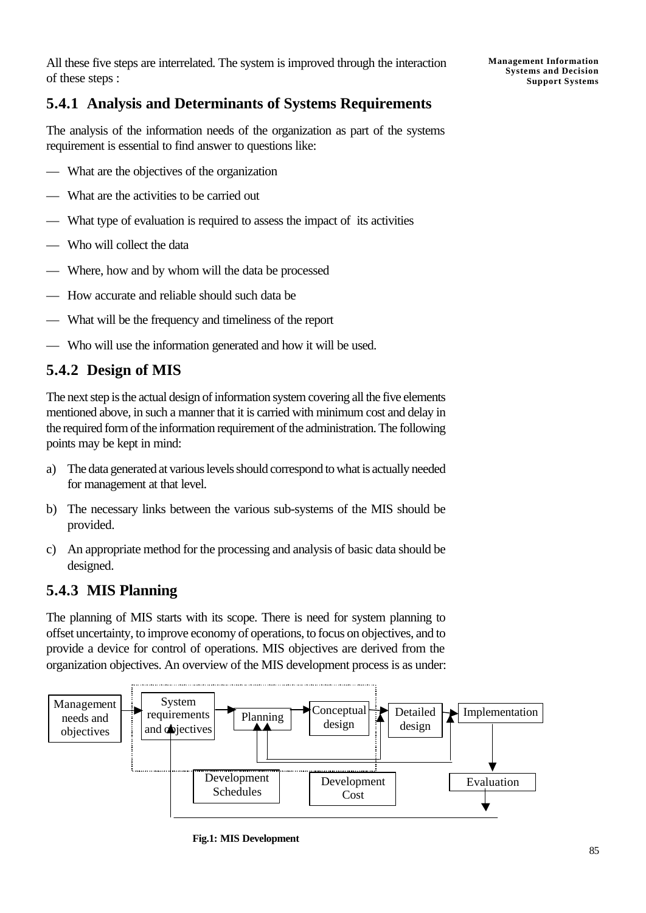All these five steps are interrelated. The system is improved through the interaction of these steps :

### 5.4.1 Analysis and Determinants of Systems Requirements

The analysis of the information needs of the organization as part of the systems requirement is essential to find answer to questions like:

— What are the objectives of the organization

— What are the activities to be carried out

— What type of evaluation is required to assess the impact of its activities

— Who will collect the data

— Where, how and by whom will the data be processed

— How accurate and reliable should such data be

— What will be the frequency and timeliness of the report

— Who will use the information generated and how it will be used.

### 5.4.2 Design of MIS

The next step is the actual design of information system covering all the five elements mentioned above, in such a manner that it is carried with minimum cost and delay in the required form of the information requirement of the administration. The following points may be kept in mind:

a) The data generated at various levels should correspond to what is actually needed for management at that level.

b) The necessary links between the various sub-systems of the MIS should be provided.

c) An appropriate method for the processing and analysis of basic data should be designed.

### 5.4.3 MIS Planning

The planning of MIS starts with its scope. There is need for system planning to offset uncertainty, to improve economy of operations, to focus on objectives, and to provide a device for control of operations. MIS objectives are derived from the organization objectives. An overview of the MIS development process is as under:

Management needs and objectives → System requirements and objectives → Planning → Conceptual design → Detailed design → Implementation → Evaluation

Development Schedules | Development Cost

**Fig.1: MIS Development**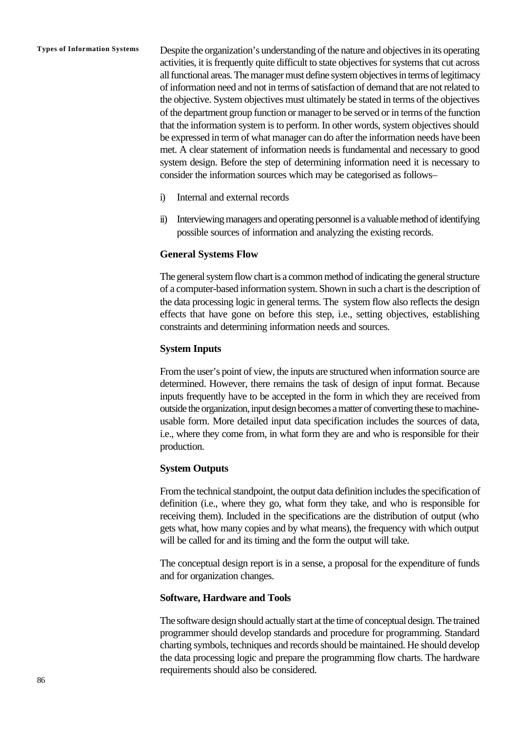Despite the organization's understanding of the nature and objectives in its operating activities, it is frequently quite difficult to state objectives for systems that cut across all functional areas. The manager must define system objectives in terms of legitimacy of information need and not in terms of satisfaction of demand that are not related to the objective. System objectives must ultimately be stated in terms of the objectives of the department group function or manager to be served or in terms of the function that the information system is to perform. In other words, system objectives should be expressed in term of what manager can do after the information needs have been met. A clear statement of information needs is fundamental and necessary to good system design. Before the step of determining information need it is necessary to consider the information sources which may be categorised as follows–

i) Internal and external records

ii) Interviewing managers and operating personnel is a valuable method of identifying possible sources of information and analyzing the existing records.

**General Systems Flow**

The general system flow chart is a common method of indicating the general structure of a computer-based information system. Shown in such a chart is the description of the data processing logic in general terms. The system flow also reflects the design effects that have gone on before this step, i.e., setting objectives, establishing constraints and determining information needs and sources.

**System Inputs**

From the user's point of view, the inputs are structured when information source are determined. However, there remains the task of design of input format. Because inputs frequently have to be accepted in the form in which they are received from outside the organization, input design becomes a matter of converting these to machine-usable form. More detailed input data specification includes the sources of data, i.e., where they come from, in what form they are and who is responsible for their production.

**System Outputs**

From the technical standpoint, the output data definition includes the specification of definition (i.e., where they go, what form they take, and who is responsible for receiving them). Included in the specifications are the distribution of output (who gets what, how many copies and by what means), the frequency with which output will be called for and its timing and the form the output will take.

The conceptual design report is in a sense, a proposal for the expenditure of funds and for organization changes.

**Software, Hardware and Tools**

The software design should actually start at the time of conceptual design. The trained programmer should develop standards and procedure for programming. Standard charting symbols, techniques and records should be maintained. He should develop the data processing logic and prepare the programming flow charts. The hardware requirements should also be considered.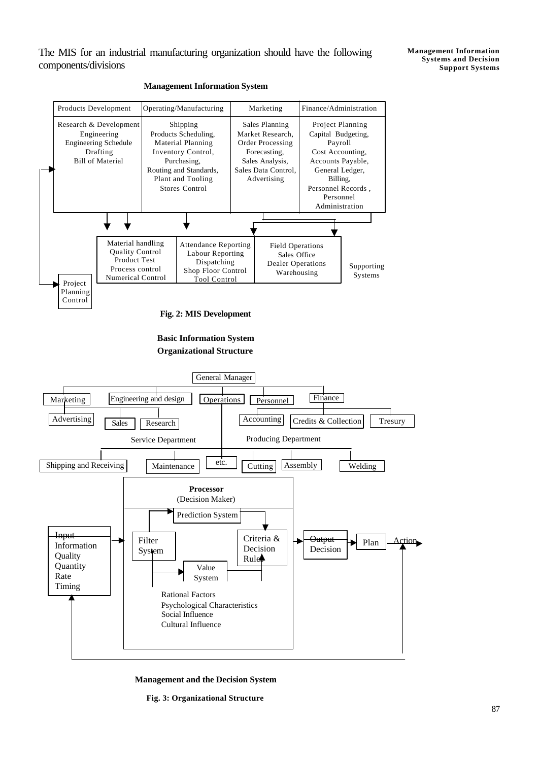The MIS for an industrial manufacturing organization should have the following components/divisions

**Management Information System**

| Products Development | Operating/Manufacturing | Marketing | Finance/Administration |
|---|---|---|---|
| Research & Development<br>Engineering<br>Engineering Schedule<br>Drafting<br>Bill of Material | Shipping<br>Products Scheduling,<br>Material Planning<br>Inventory Control,<br>Purchasing,<br>Routing and Standards,<br>Plant and Tooling<br>Stores Control | Sales Planning<br>Market Research,<br>Order Processing<br>Forecasting,<br>Sales Analysis,<br>Sales Data Control,<br>Advertising | Project Planning<br>Capital Budgeting,<br>Payroll<br>Cost Accounting,<br>Accounts Payable,<br>General Ledger,<br>Billing,<br>Personnel Records ,<br>Personnel<br>Administration |

Supporting Systems:

| Material handling<br>Quality Control<br>Product Test<br>Process control<br>Numerical Control | Attendance Reporting<br>Labour Reporting<br>Dispatching<br>Shop Floor Control<br>Tool Control | Field Operations<br>Sales Office<br>Dealer Operations<br>Warehousing |
|---|---|---|

Project Planning Control

**Fig. 2: MIS Development**

**Basic Information System**
**Organizational Structure**

General Manager

- Marketing
  - Advertising
  - Sales
  - Research
- Engineering and design
- Operations
- Personnel
- Finance
  - Accounting
  - Credits & Collection
  - Tresury

Service Department: Shipping and Receiving, Maintenance, etc.

Producing Department: Cutting, Assembly, Welding

**Processor** (Decision Maker)

Input: Information, Quality, Quantity, Rate, Timing → Filter System → Prediction System → Criteria & Decision Rules; Value System (Rational Factors, Psychological Characteristics, Social Influence, Cultural Influence) → Output Decision → Plan → Action

**Management and the Decision System**

**Fig. 3: Organizational Structure**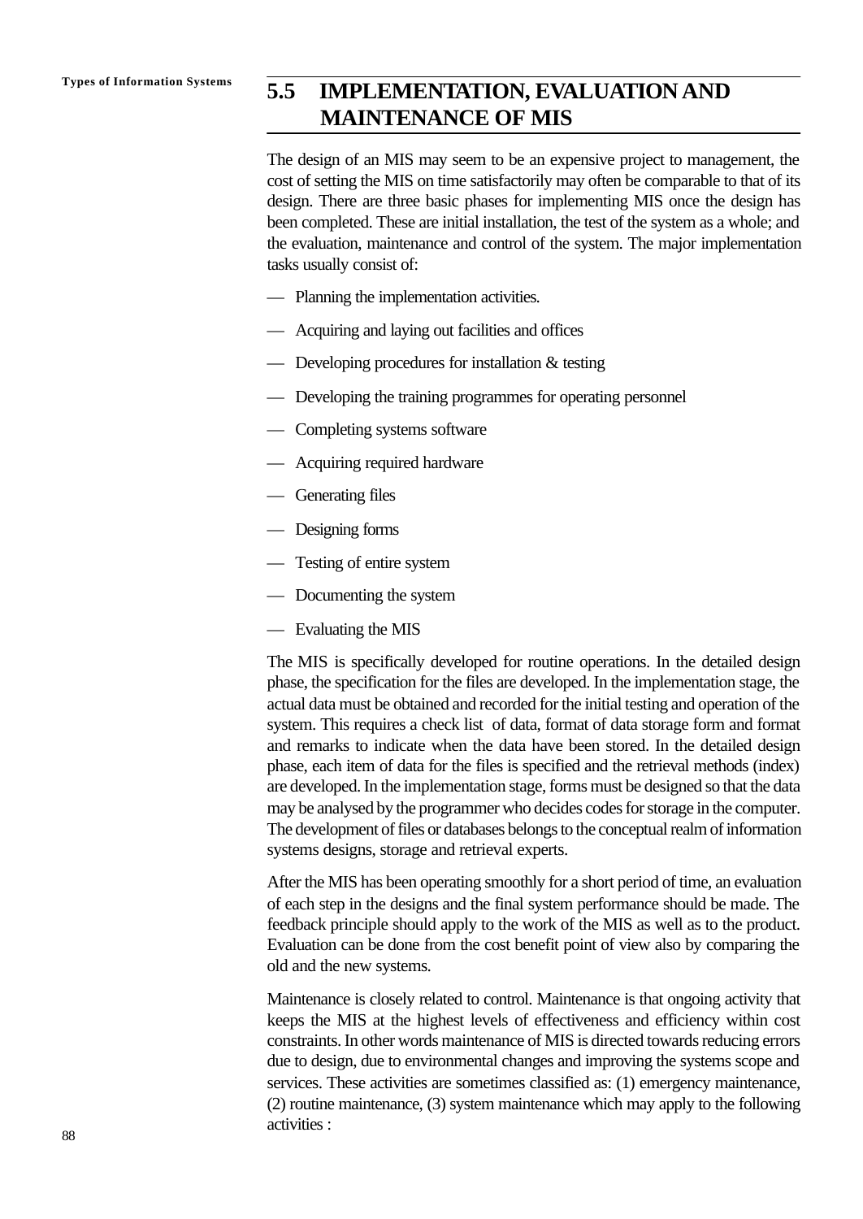## 5.5 IMPLEMENTATION, EVALUATION AND MAINTENANCE OF MIS

The design of an MIS may seem to be an expensive project to management, the cost of setting the MIS on time satisfactorily may often be comparable to that of its design. There are three basic phases for implementing MIS once the design has been completed. These are initial installation, the test of the system as a whole; and the evaluation, maintenance and control of the system. The major implementation tasks usually consist of:

— Planning the implementation activities.

— Acquiring and laying out facilities and offices

— Developing procedures for installation & testing

— Developing the training programmes for operating personnel

— Completing systems software

— Acquiring required hardware

— Generating files

— Designing forms

— Testing of entire system

— Documenting the system

— Evaluating the MIS

The MIS is specifically developed for routine operations. In the detailed design phase, the specification for the files are developed. In the implementation stage, the actual data must be obtained and recorded for the initial testing and operation of the system. This requires a check list of data, format of data storage form and format and remarks to indicate when the data have been stored. In the detailed design phase, each item of data for the files is specified and the retrieval methods (index) are developed. In the implementation stage, forms must be designed so that the data may be analysed by the programmer who decides codes for storage in the computer. The development of files or databases belongs to the conceptual realm of information systems designs, storage and retrieval experts.

After the MIS has been operating smoothly for a short period of time, an evaluation of each step in the designs and the final system performance should be made. The feedback principle should apply to the work of the MIS as well as to the product. Evaluation can be done from the cost benefit point of view also by comparing the old and the new systems.

Maintenance is closely related to control. Maintenance is that ongoing activity that keeps the MIS at the highest levels of effectiveness and efficiency within cost constraints. In other words maintenance of MIS is directed towards reducing errors due to design, due to environmental changes and improving the systems scope and services. These activities are sometimes classified as: (1) emergency maintenance, (2) routine maintenance, (3) system maintenance which may apply to the following activities :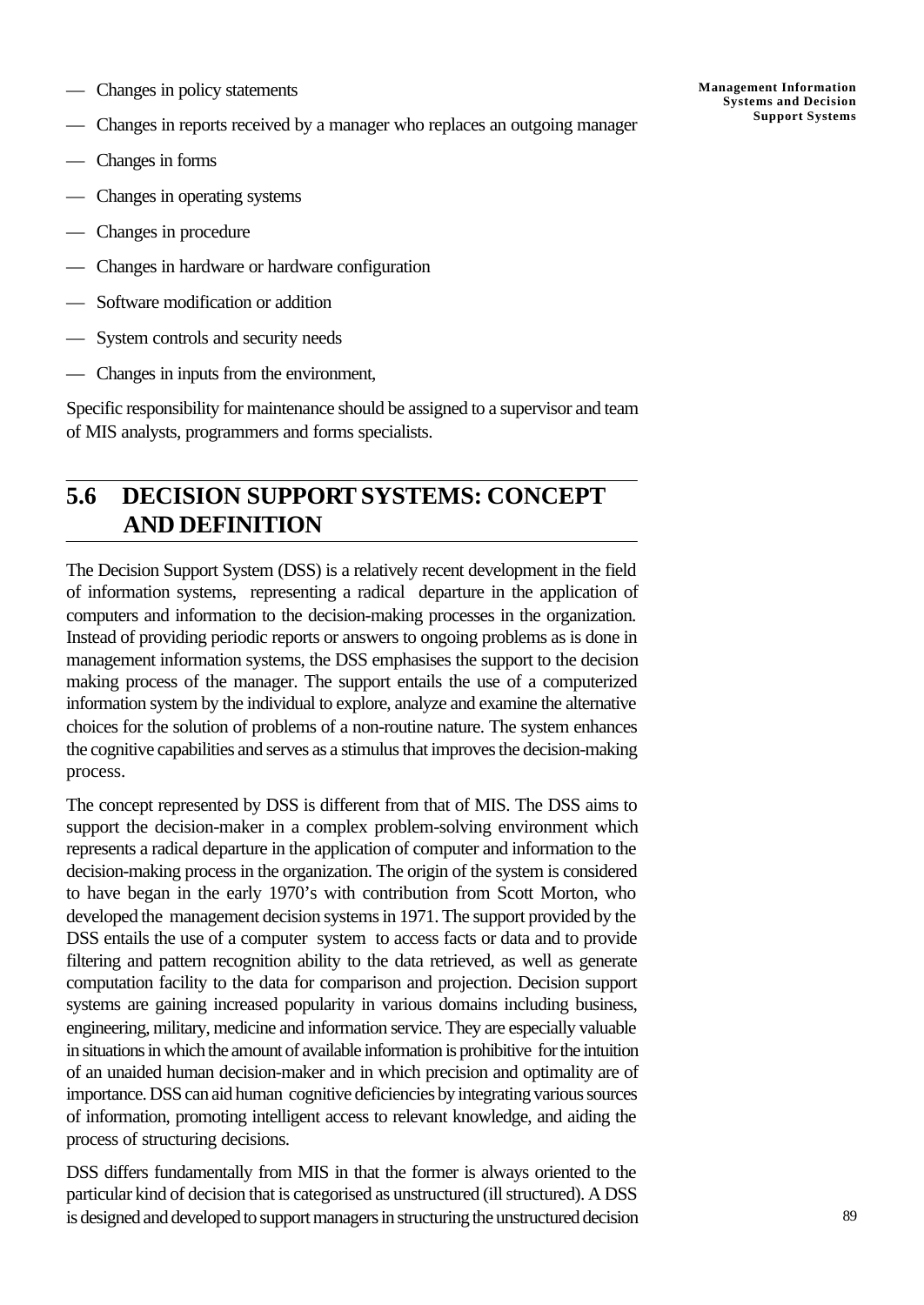- Changes in policy statements
- Changes in reports received by a manager who replaces an outgoing manager
- Changes in forms
- Changes in operating systems
- Changes in procedure
- Changes in hardware or hardware configuration
- Software modification or addition
- System controls and security needs
- Changes in inputs from the environment,

Specific responsibility for maintenance should be assigned to a supervisor and team of MIS analysts, programmers and forms specialists.

## 5.6 DECISION SUPPORT SYSTEMS: CONCEPT AND DEFINITION

The Decision Support System (DSS) is a relatively recent development in the field of information systems, representing a radical departure in the application of computers and information to the decision-making processes in the organization. Instead of providing periodic reports or answers to ongoing problems as is done in management information systems, the DSS emphasises the support to the decision making process of the manager. The support entails the use of a computerized information system by the individual to explore, analyze and examine the alternative choices for the solution of problems of a non-routine nature. The system enhances the cognitive capabilities and serves as a stimulus that improves the decision-making process.

The concept represented by DSS is different from that of MIS. The DSS aims to support the decision-maker in a complex problem-solving environment which represents a radical departure in the application of computer and information to the decision-making process in the organization. The origin of the system is considered to have began in the early 1970's with contribution from Scott Morton, who developed the management decision systems in 1971. The support provided by the DSS entails the use of a computer system to access facts or data and to provide filtering and pattern recognition ability to the data retrieved, as well as generate computation facility to the data for comparison and projection. Decision support systems are gaining increased popularity in various domains including business, engineering, military, medicine and information service. They are especially valuable in situations in which the amount of available information is prohibitive for the intuition of an unaided human decision-maker and in which precision and optimality are of importance. DSS can aid human cognitive deficiencies by integrating various sources of information, promoting intelligent access to relevant knowledge, and aiding the process of structuring decisions.

DSS differs fundamentally from MIS in that the former is always oriented to the particular kind of decision that is categorised as unstructured (ill structured). A DSS is designed and developed to support managers in structuring the unstructured decision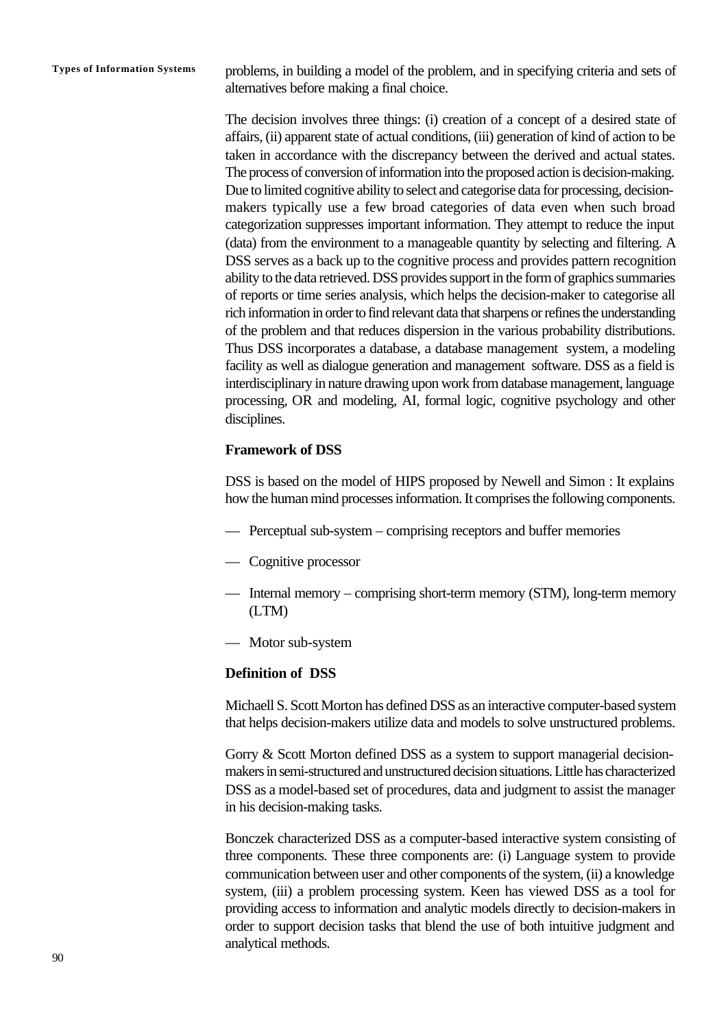problems, in building a model of the problem, and in specifying criteria and sets of alternatives before making a final choice.

The decision involves three things: (i) creation of a concept of a desired state of affairs, (ii) apparent state of actual conditions, (iii) generation of kind of action to be taken in accordance with the discrepancy between the derived and actual states. The process of conversion of information into the proposed action is decision-making. Due to limited cognitive ability to select and categorise data for processing, decision-makers typically use a few broad categories of data even when such broad categorization suppresses important information. They attempt to reduce the input (data) from the environment to a manageable quantity by selecting and filtering. A DSS serves as a back up to the cognitive process and provides pattern recognition ability to the data retrieved. DSS provides support in the form of graphics summaries of reports or time series analysis, which helps the decision-maker to categorise all rich information in order to find relevant data that sharpens or refines the understanding of the problem and that reduces dispersion in the various probability distributions. Thus DSS incorporates a database, a database management system, a modeling facility as well as dialogue generation and management software. DSS as a field is interdisciplinary in nature drawing upon work from database management, language processing, OR and modeling, AI, formal logic, cognitive psychology and other disciplines.

**Framework of DSS**

DSS is based on the model of HIPS proposed by Newell and Simon : It explains how the human mind processes information. It comprises the following components.

- Perceptual sub-system – comprising receptors and buffer memories
- Cognitive processor
- Internal memory – comprising short-term memory (STM), long-term memory (LTM)
- Motor sub-system

**Definition of DSS**

Michaell S. Scott Morton has defined DSS as an interactive computer-based system that helps decision-makers utilize data and models to solve unstructured problems.

Gorry & Scott Morton defined DSS as a system to support managerial decision-makers in semi-structured and unstructured decision situations. Little has characterized DSS as a model-based set of procedures, data and judgment to assist the manager in his decision-making tasks.

Bonczek characterized DSS as a computer-based interactive system consisting of three components. These three components are: (i) Language system to provide communication between user and other components of the system, (ii) a knowledge system, (iii) a problem processing system. Keen has viewed DSS as a tool for providing access to information and analytic models directly to decision-makers in order to support decision tasks that blend the use of both intuitive judgment and analytical methods.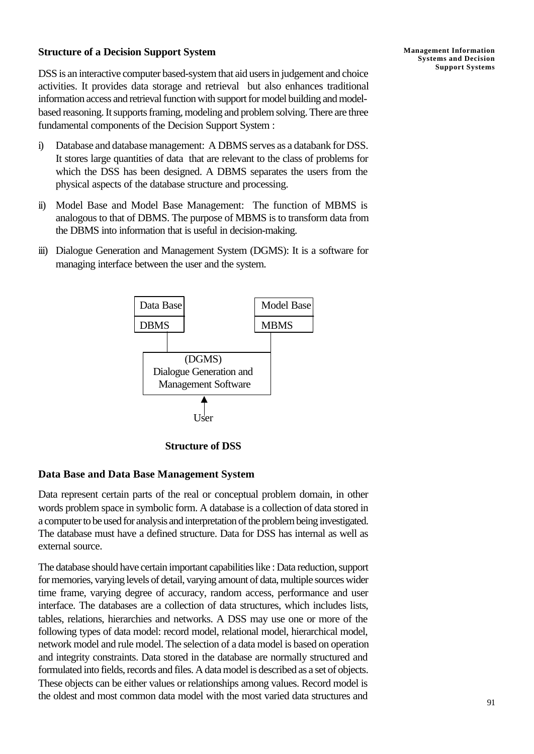### Structure of a Decision Support System

DSS is an interactive computer based-system that aid users in judgement and choice activities. It provides data storage and retrieval but also enhances traditional information access and retrieval function with support for model building and model-based reasoning. It supports framing, modeling and problem solving. There are three fundamental components of the Decision Support System :

i) Database and database management: A DBMS serves as a databank for DSS. It stores large quantities of data that are relevant to the class of problems for which the DSS has been designed. A DBMS separates the users from the physical aspects of the database structure and processing.

ii) Model Base and Model Base Management: The function of MBMS is analogous to that of DBMS. The purpose of MBMS is to transform data from the DBMS into information that is useful in decision-making.

iii) Dialogue Generation and Management System (DGMS): It is a software for managing interface between the user and the system.

```
 +-----------+          +------------+
 | Data Base |          | Model Base |
 |-----------|          |------------|
 | DBMS      |          | MBMS       |
 +-----------+          +------------+
       |                       |
 +-------------------------------+
 |            (DGMS)             |
 |   Dialogue Generation and     |
 |     Management Software       |
 +-------------------------------+
                 ^
                 |
                User
```

**Structure of DSS**

### Data Base and Data Base Management System

Data represent certain parts of the real or conceptual problem domain, in other words problem space in symbolic form. A database is a collection of data stored in a computer to be used for analysis and interpretation of the problem being investigated. The database must have a defined structure. Data for DSS has internal as well as external source.

The database should have certain important capabilities like : Data reduction, support for memories, varying levels of detail, varying amount of data, multiple sources wider time frame, varying degree of accuracy, random access, performance and user interface. The databases are a collection of data structures, which includes lists, tables, relations, hierarchies and networks. A DSS may use one or more of the following types of data model: record model, relational model, hierarchical model, network model and rule model. The selection of a data model is based on operation and integrity constraints. Data stored in the database are normally structured and formulated into fields, records and files. A data model is described as a set of objects. These objects can be either values or relationships among values. Record model is the oldest and most common data model with the most varied data structures and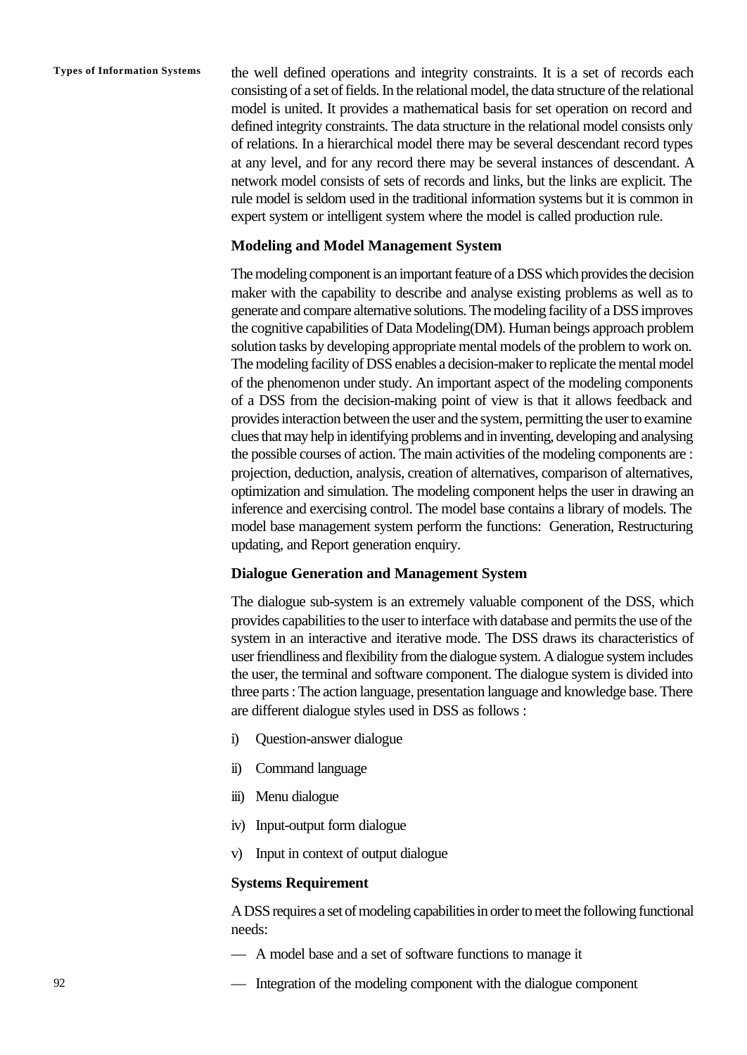the well defined operations and integrity constraints. It is a set of records each consisting of a set of fields. In the relational model, the data structure of the relational model is united. It provides a mathematical basis for set operation on record and defined integrity constraints. The data structure in the relational model consists only of relations. In a hierarchical model there may be several descendant record types at any level, and for any record there may be several instances of descendant. A network model consists of sets of records and links, but the links are explicit. The rule model is seldom used in the traditional information systems but it is common in expert system or intelligent system where the model is called production rule.

**Modeling and Model Management System**

The modeling component is an important feature of a DSS which provides the decision maker with the capability to describe and analyse existing problems as well as to generate and compare alternative solutions. The modeling facility of a DSS improves the cognitive capabilities of Data Modeling(DM). Human beings approach problem solution tasks by developing appropriate mental models of the problem to work on. The modeling facility of DSS enables a decision-maker to replicate the mental model of the phenomenon under study. An important aspect of the modeling components of a DSS from the decision-making point of view is that it allows feedback and provides interaction between the user and the system, permitting the user to examine clues that may help in identifying problems and in inventing, developing and analysing the possible courses of action. The main activities of the modeling components are : projection, deduction, analysis, creation of alternatives, comparison of alternatives, optimization and simulation. The modeling component helps the user in drawing an inference and exercising control. The model base contains a library of models. The model base management system perform the functions: Generation, Restructuring updating, and Report generation enquiry.

**Dialogue Generation and Management System**

The dialogue sub-system is an extremely valuable component of the DSS, which provides capabilities to the user to interface with database and permits the use of the system in an interactive and iterative mode. The DSS draws its characteristics of user friendliness and flexibility from the dialogue system. A dialogue system includes the user, the terminal and software component. The dialogue system is divided into three parts : The action language, presentation language and knowledge base. There are different dialogue styles used in DSS as follows :

i) Question-answer dialogue

ii) Command language

iii) Menu dialogue

iv) Input-output form dialogue

v) Input in context of output dialogue

**Systems Requirement**

A DSS requires a set of modeling capabilities in order to meet the following functional needs:

— A model base and a set of software functions to manage it

— Integration of the modeling component with the dialogue component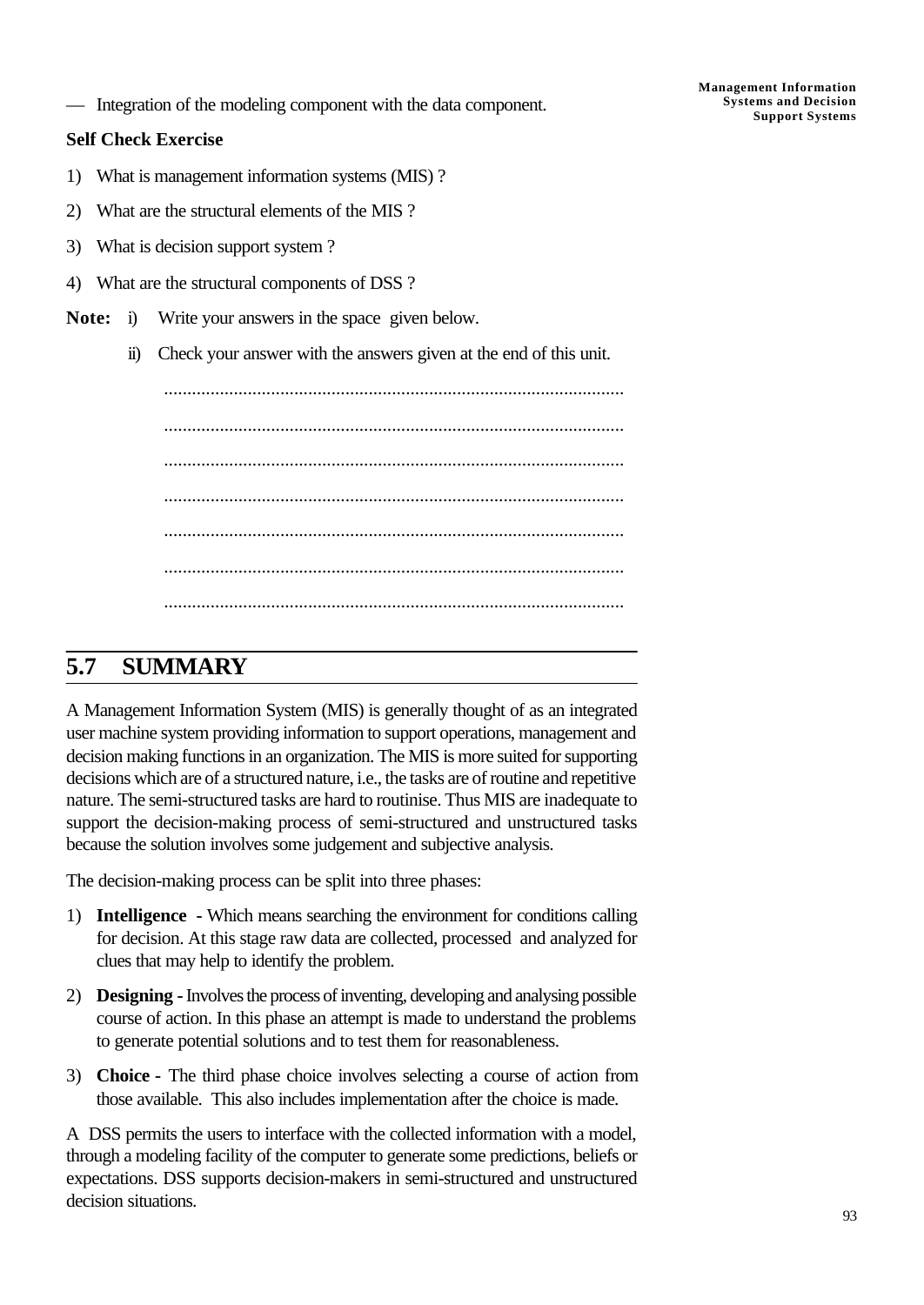— Integration of the modeling component with the data component.

**Self Check Exercise**

1) What is management information systems (MIS) ?
2) What are the structural elements of the MIS ?
3) What is decision support system ?
4) What are the structural components of DSS ?

**Note:** i) Write your answers in the space given below.

ii) Check your answer with the answers given at the end of this unit.

...................................................................................................

...................................................................................................

...................................................................................................

...................................................................................................

...................................................................................................

...................................................................................................

...................................................................................................

## 5.7 SUMMARY

A Management Information System (MIS) is generally thought of as an integrated user machine system providing information to support operations, management and decision making functions in an organization. The MIS is more suited for supporting decisions which are of a structured nature, i.e., the tasks are of routine and repetitive nature. The semi-structured tasks are hard to routinise. Thus MIS are inadequate to support the decision-making process of semi-structured and unstructured tasks because the solution involves some judgement and subjective analysis.

The decision-making process can be split into three phases:

1) **Intelligence** - Which means searching the environment for conditions calling for decision. At this stage raw data are collected, processed and analyzed for clues that may help to identify the problem.
2) **Designing** - Involves the process of inventing, developing and analysing possible course of action. In this phase an attempt is made to understand the problems to generate potential solutions and to test them for reasonableness.
3) **Choice** - The third phase choice involves selecting a course of action from those available. This also includes implementation after the choice is made.

A DSS permits the users to interface with the collected information with a model, through a modeling facility of the computer to generate some predictions, beliefs or expectations. DSS supports decision-makers in semi-structured and unstructured decision situations.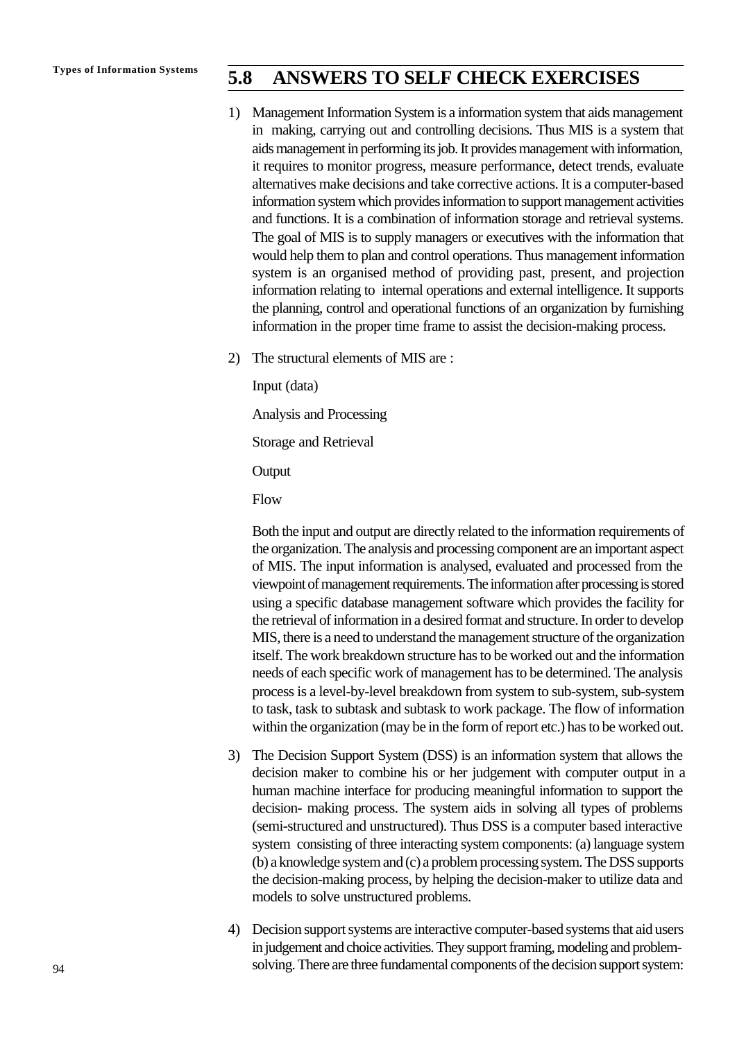## 5.8 ANSWERS TO SELF CHECK EXERCISES

1) Management Information System is a information system that aids management in making, carrying out and controlling decisions. Thus MIS is a system that aids management in performing its job. It provides management with information, it requires to monitor progress, measure performance, detect trends, evaluate alternatives make decisions and take corrective actions. It is a computer-based information system which provides information to support management activities and functions. It is a combination of information storage and retrieval systems. The goal of MIS is to supply managers or executives with the information that would help them to plan and control operations. Thus management information system is an organised method of providing past, present, and projection information relating to internal operations and external intelligence. It supports the planning, control and operational functions of an organization by furnishing information in the proper time frame to assist the decision-making process.

2) The structural elements of MIS are :

   Input (data)

   Analysis and Processing

   Storage and Retrieval

   Output

   Flow

   Both the input and output are directly related to the information requirements of the organization. The analysis and processing component are an important aspect of MIS. The input information is analysed, evaluated and processed from the viewpoint of management requirements. The information after processing is stored using a specific database management software which provides the facility for the retrieval of information in a desired format and structure. In order to develop MIS, there is a need to understand the management structure of the organization itself. The work breakdown structure has to be worked out and the information needs of each specific work of management has to be determined. The analysis process is a level-by-level breakdown from system to sub-system, sub-system to task, task to subtask and subtask to work package. The flow of information within the organization (may be in the form of report etc.) has to be worked out.

3) The Decision Support System (DSS) is an information system that allows the decision maker to combine his or her judgement with computer output in a human machine interface for producing meaningful information to support the decision- making process. The system aids in solving all types of problems (semi-structured and unstructured). Thus DSS is a computer based interactive system consisting of three interacting system components: (a) language system (b) a knowledge system and (c) a problem processing system. The DSS supports the decision-making process, by helping the decision-maker to utilize data and models to solve unstructured problems.

4) Decision support systems are interactive computer-based systems that aid users in judgement and choice activities. They support framing, modeling and problem-solving. There are three fundamental components of the decision support system: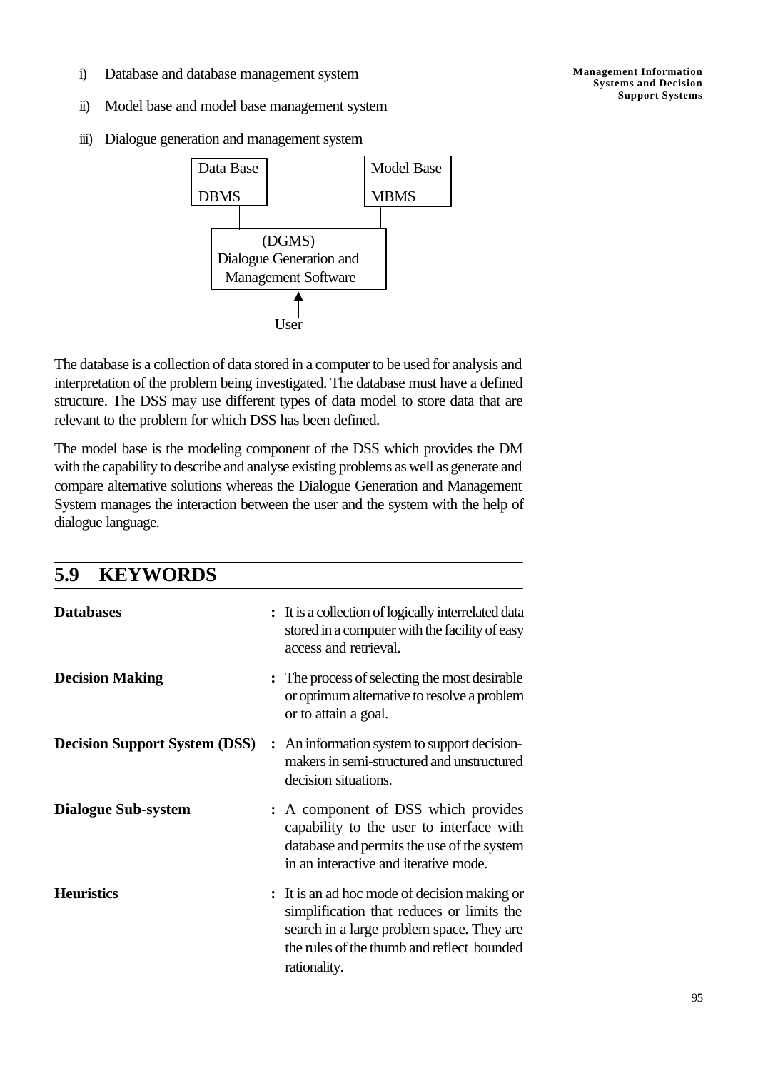i) Database and database management system

ii) Model base and model base management system

iii) Dialogue generation and management system

```
+-----------+          +------------+
| Data Base |          | Model Base |
|-----------|          |------------|
| DBMS      |          | MBMS       |
+-----------+          +------------+
      |                      |
+-------------------------------+
|            (DGMS)             |
|  Dialogue Generation and      |
|   Management Software         |
+-------------------------------+
               ^
               |
             User
```

The database is a collection of data stored in a computer to be used for analysis and interpretation of the problem being investigated. The database must have a defined structure. The DSS may use different types of data model to store data that are relevant to the problem for which DSS has been defined.

The model base is the modeling component of the DSS which provides the DM with the capability to describe and analyse existing problems as well as generate and compare alternative solutions whereas the Dialogue Generation and Management System manages the interaction between the user and the system with the help of dialogue language.

## 5.9 KEYWORDS

**Databases** : It is a collection of logically interrelated data stored in a computer with the facility of easy access and retrieval.

**Decision Making** : The process of selecting the most desirable or optimum alternative to resolve a problem or to attain a goal.

**Decision Support System (DSS)** : An information system to support decision-makers in semi-structured and unstructured decision situations.

**Dialogue Sub-system** : A component of DSS which provides capability to the user to interface with database and permits the use of the system in an interactive and iterative mode.

**Heuristics** : It is an ad hoc mode of decision making or simplification that reduces or limits the search in a large problem space. They are the rules of the thumb and reflect bounded rationality.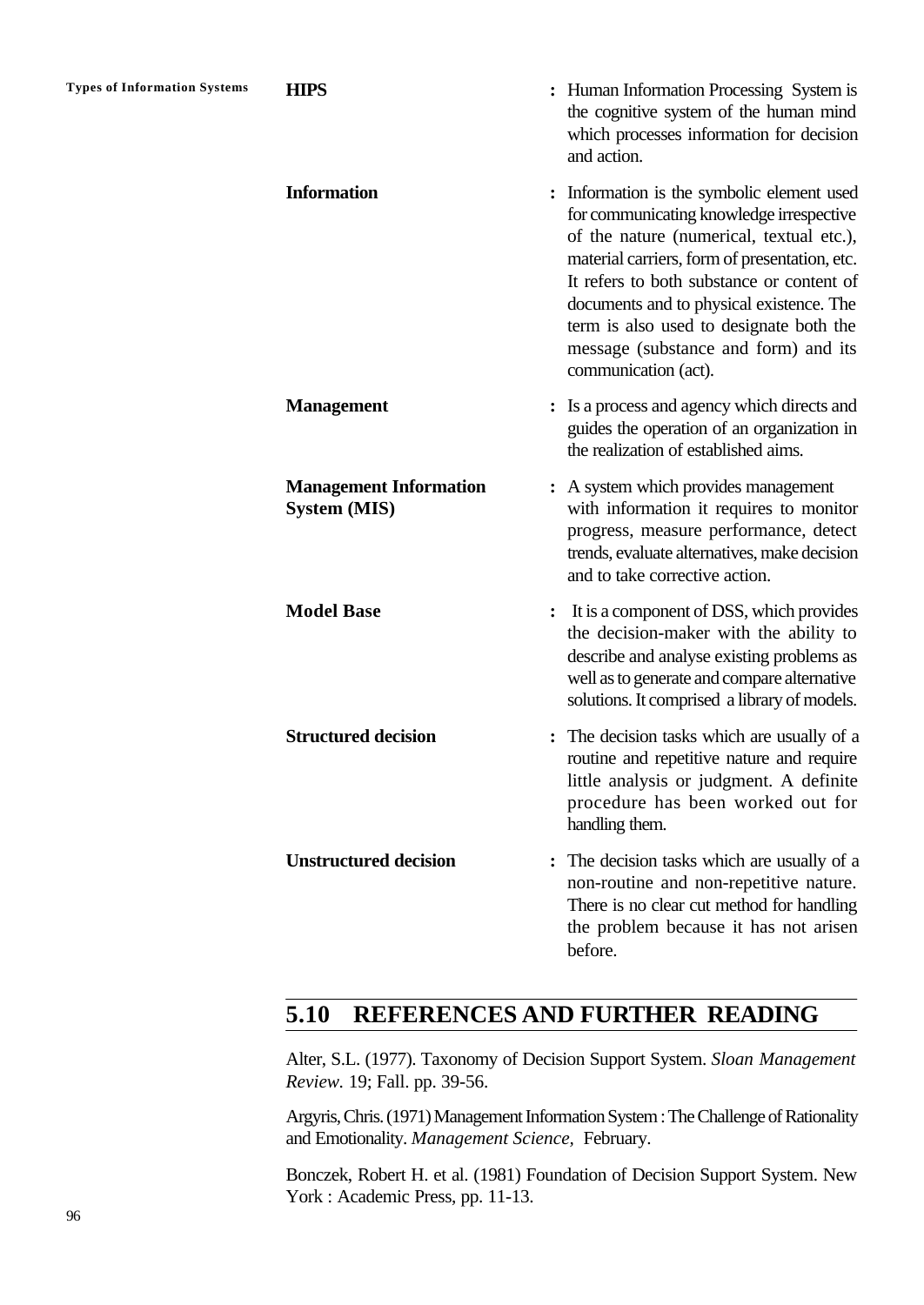**HIPS** : Human Information Processing System is the cognitive system of the human mind which processes information for decision and action.

**Information** : Information is the symbolic element used for communicating knowledge irrespective of the nature (numerical, textual etc.), material carriers, form of presentation, etc. It refers to both substance or content of documents and to physical existence. The term is also used to designate both the message (substance and form) and its communication (act).

**Management** : Is a process and agency which directs and guides the operation of an organization in the realization of established aims.

**Management Information System (MIS)** : A system which provides management with information it requires to monitor progress, measure performance, detect trends, evaluate alternatives, make decision and to take corrective action.

**Model Base** : It is a component of DSS, which provides the decision-maker with the ability to describe and analyse existing problems as well as to generate and compare alternative solutions. It comprised a library of models.

**Structured decision** : The decision tasks which are usually of a routine and repetitive nature and require little analysis or judgment. A definite procedure has been worked out for handling them.

**Unstructured decision** : The decision tasks which are usually of a non-routine and non-repetitive nature. There is no clear cut method for handling the problem because it has not arisen before.

## 5.10 REFERENCES AND FURTHER READING

Alter, S.L. (1977). Taxonomy of Decision Support System. *Sloan Management Review.* 19; Fall. pp. 39-56.

Argyris, Chris. (1971) Management Information System : The Challenge of Rationality and Emotionality. *Management Science,* February.

Bonczek, Robert H. et al. (1981) Foundation of Decision Support System. New York : Academic Press, pp. 11-13.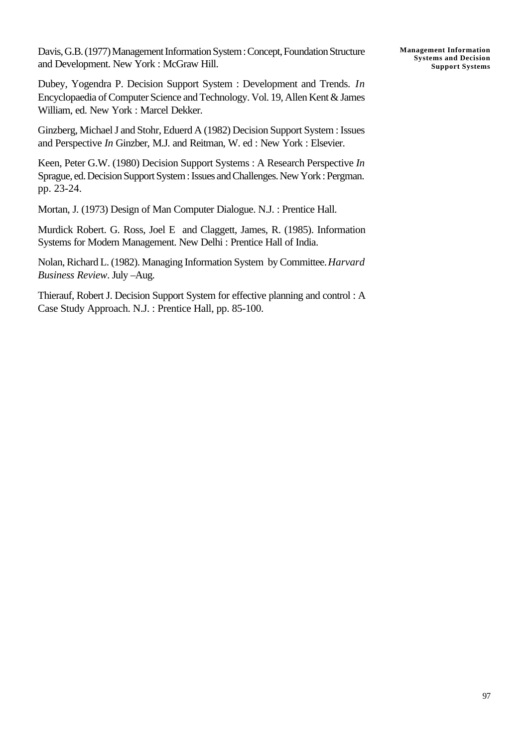Davis, G.B. (1977) Management Information System : Concept, Foundation Structure and Development. New York : McGraw Hill.

Dubey, Yogendra P. Decision Support System : Development and Trends. *In* Encyclopaedia of Computer Science and Technology. Vol. 19, Allen Kent & James William, ed. New York : Marcel Dekker.

Ginzberg, Michael J and Stohr, Eduerd A (1982) Decision Support System : Issues and Perspective *In* Ginzber, M.J. and Reitman, W. ed : New York : Elsevier.

Keen, Peter G.W. (1980) Decision Support Systems : A Research Perspective *In* Sprague, ed. Decision Support System : Issues and Challenges. New York : Pergman. pp. 23-24.

Mortan, J. (1973) Design of Man Computer Dialogue. N.J. : Prentice Hall.

Murdick Robert. G. Ross, Joel E and Claggett, James, R. (1985). Information Systems for Modern Management. New Delhi : Prentice Hall of India.

Nolan, Richard L. (1982). Managing Information System by Committee. *Harvard Business Review*. July –Aug.

Thierauf, Robert J. Decision Support System for effective planning and control : A Case Study Approach. N.J. : Prentice Hall, pp. 85-100.